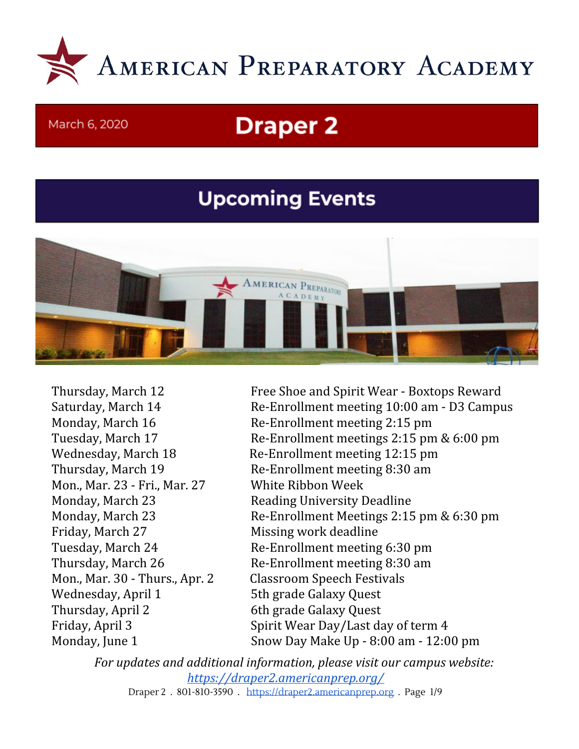# American Preparatory Academy

March 6, 2020

# Draper 2

## Upcoming Events

| | |
|---|---|
| Thursday, March 12 | Free Shoe and Spirit Wear - Boxtops Reward |
| Saturday, March 14 | Re-Enrollment meeting 10:00 am - D3 Campus |
| Monday, March 16 | Re-Enrollment meeting 2:15 pm |
| Tuesday, March 17 | Re-Enrollment meetings 2:15 pm & 6:00 pm |
| Wednesday, March 18 | Re-Enrollment meeting 12:15 pm |
| Thursday, March 19 | Re-Enrollment meeting 8:30 am |
| Mon., Mar. 23 - Fri., Mar. 27 | White Ribbon Week |
| Monday, March 23 | Reading University Deadline |
| Monday, March 23 | Re-Enrollment Meetings 2:15 pm & 6:30 pm |
| Friday, March 27 | Missing work deadline |
| Tuesday, March 24 | Re-Enrollment meeting 6:30 pm |
| Thursday, March 26 | Re-Enrollment meeting 8:30 am |
| Mon., Mar. 30 - Thurs., Apr. 2 | Classroom Speech Festivals |
| Wednesday, April 1 | 5th grade Galaxy Quest |
| Thursday, April 2 | 6th grade Galaxy Quest |
| Friday, April 3 | Spirit Wear Day/Last day of term 4 |
| Monday, June 1 | Snow Day Make Up - 8:00 am - 12:00 pm |

*For updates and additional information, please visit our campus website:* [*https://draper2.americanprep.org/*](https://draper2.americanprep.org/)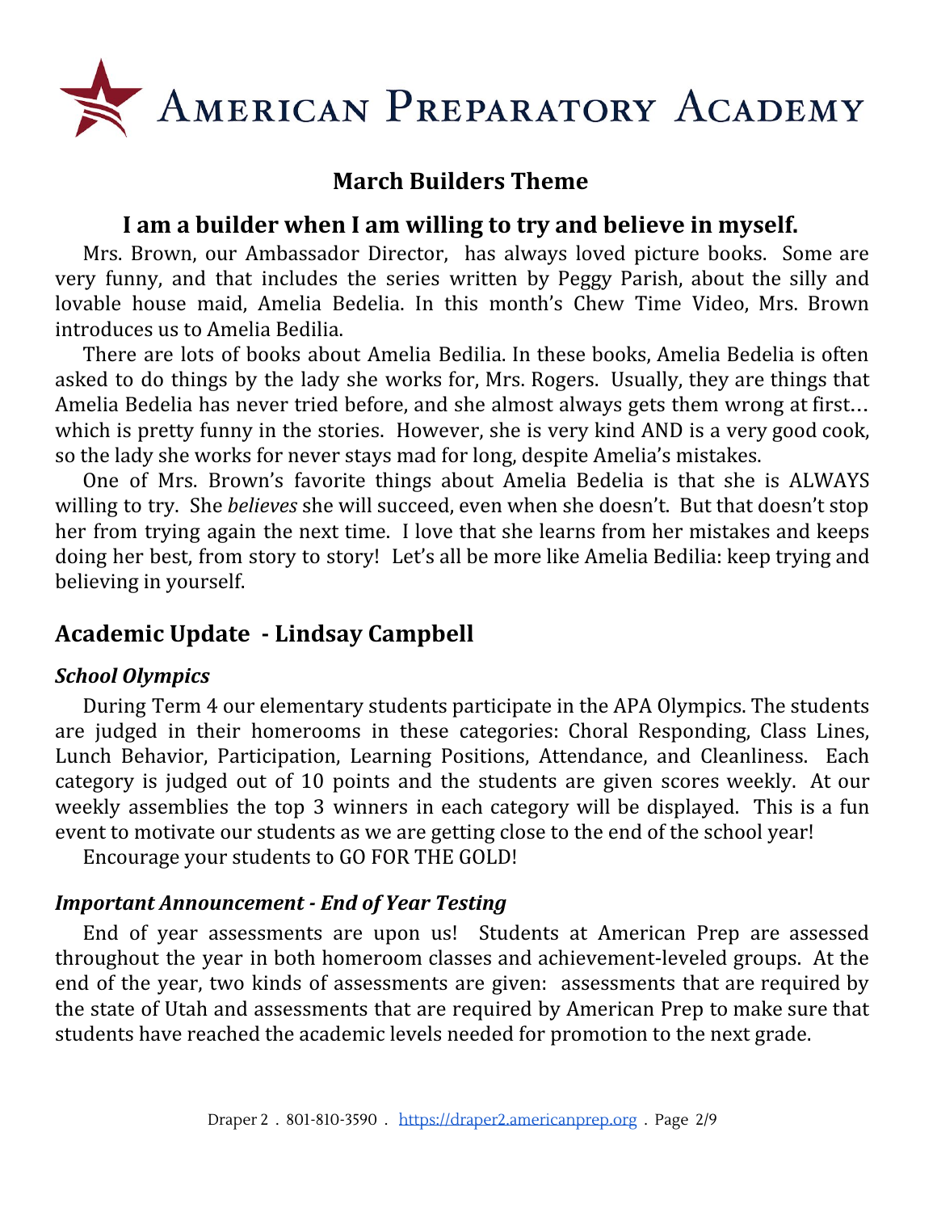# American Preparatory Academy

## March Builders Theme

### I am a builder when I am willing to try and believe in myself.

Mrs. Brown, our Ambassador Director, has always loved picture books. Some are very funny, and that includes the series written by Peggy Parish, about the silly and lovable house maid, Amelia Bedelia. In this month's Chew Time Video, Mrs. Brown introduces us to Amelia Bedilia.

There are lots of books about Amelia Bedilia. In these books, Amelia Bedelia is often asked to do things by the lady she works for, Mrs. Rogers. Usually, they are things that Amelia Bedelia has never tried before, and she almost always gets them wrong at first… which is pretty funny in the stories. However, she is very kind AND is a very good cook, so the lady she works for never stays mad for long, despite Amelia's mistakes.

One of Mrs. Brown's favorite things about Amelia Bedelia is that she is ALWAYS willing to try. She *believes* she will succeed, even when she doesn't. But that doesn't stop her from trying again the next time. I love that she learns from her mistakes and keeps doing her best, from story to story! Let's all be more like Amelia Bedilia: keep trying and believing in yourself.

## Academic Update - Lindsay Campbell

### *School Olympics*

During Term 4 our elementary students participate in the APA Olympics. The students are judged in their homerooms in these categories: Choral Responding, Class Lines, Lunch Behavior, Participation, Learning Positions, Attendance, and Cleanliness. Each category is judged out of 10 points and the students are given scores weekly. At our weekly assemblies the top 3 winners in each category will be displayed. This is a fun event to motivate our students as we are getting close to the end of the school year!

Encourage your students to GO FOR THE GOLD!

### *Important Announcement - End of Year Testing*

End of year assessments are upon us! Students at American Prep are assessed throughout the year in both homeroom classes and achievement-leveled groups. At the end of the year, two kinds of assessments are given: assessments that are required by the state of Utah and assessments that are required by American Prep to make sure that students have reached the academic levels needed for promotion to the next grade.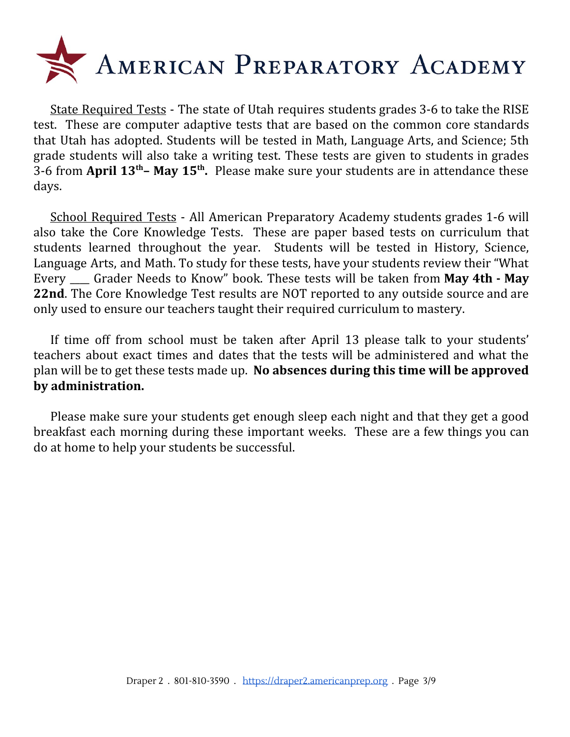# AMERICAN PREPARATORY ACADEMY

State Required Tests - The state of Utah requires students grades 3-6 to take the RISE test. These are computer adaptive tests that are based on the common core standards that Utah has adopted. Students will be tested in Math, Language Arts, and Science; 5th grade students will also take a writing test. These tests are given to students in grades 3-6 from **April 13th – May 15th.** Please make sure your students are in attendance these days.

School Required Tests - All American Preparatory Academy students grades 1-6 will also take the Core Knowledge Tests. These are paper based tests on curriculum that students learned throughout the year. Students will be tested in History, Science, Language Arts, and Math. To study for these tests, have your students review their "What Every ____ Grader Needs to Know" book. These tests will be taken from **May 4th - May 22nd**. The Core Knowledge Test results are NOT reported to any outside source and are only used to ensure our teachers taught their required curriculum to mastery.

If time off from school must be taken after April 13 please talk to your students' teachers about exact times and dates that the tests will be administered and what the plan will be to get these tests made up. **No absences during this time will be approved by administration.**

Please make sure your students get enough sleep each night and that they get a good breakfast each morning during these important weeks. These are a few things you can do at home to help your students be successful.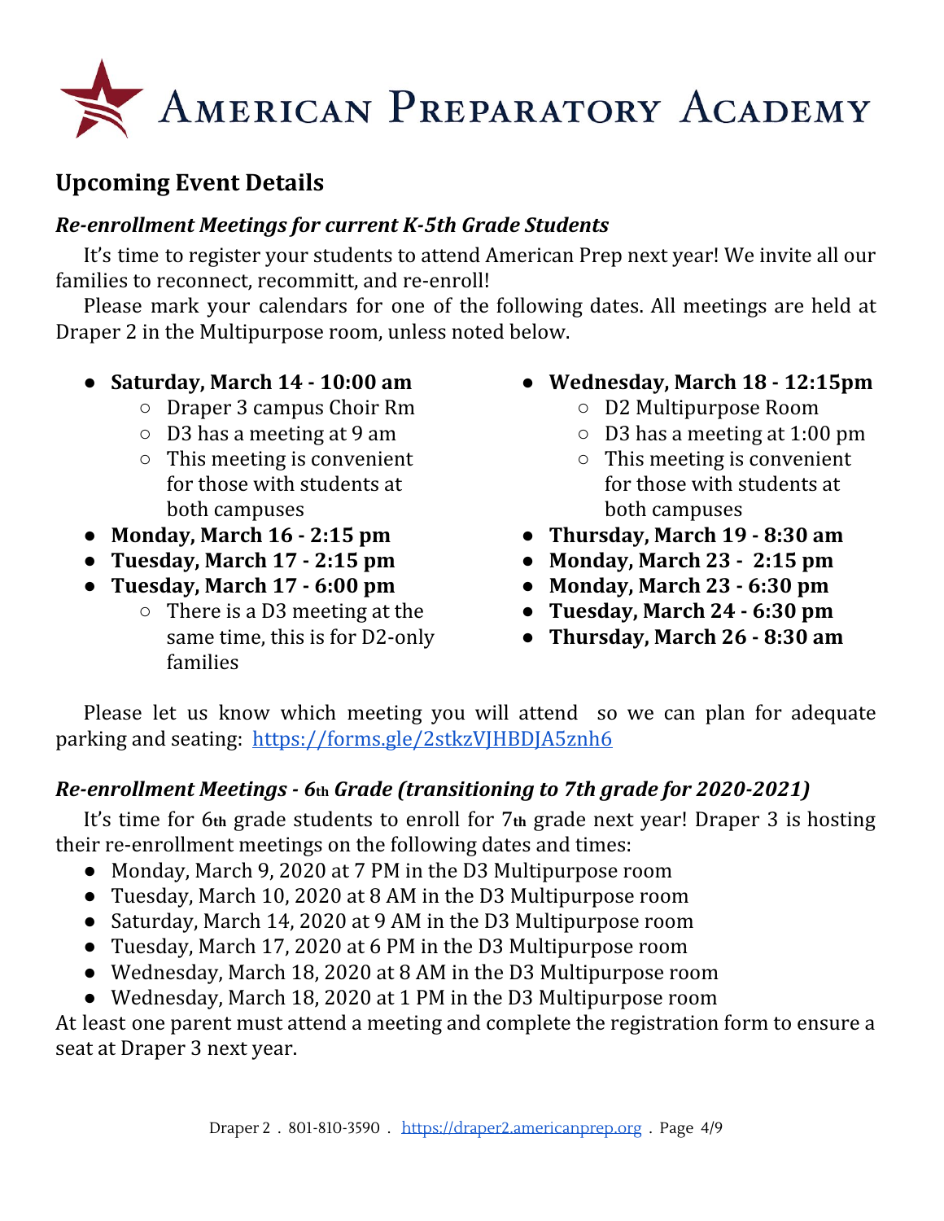# American Preparatory Academy

## Upcoming Event Details

### *Re-enrollment Meetings for current K-5th Grade Students*

It's time to register your students to attend American Prep next year! We invite all our families to reconnect, recommitt, and re-enroll!

Please mark your calendars for one of the following dates. All meetings are held at Draper 2 in the Multipurpose room, unless noted below.

- **Saturday, March 14 - 10:00 am**
  - Draper 3 campus Choir Rm
  - D3 has a meeting at 9 am
  - This meeting is convenient for those with students at both campuses
- **Monday, March 16 - 2:15 pm**
- **Tuesday, March 17 - 2:15 pm**
- **Tuesday, March 17 - 6:00 pm**
  - There is a D3 meeting at the same time, this is for D2-only families
- **Wednesday, March 18 - 12:15pm**
  - D2 Multipurpose Room
  - D3 has a meeting at 1:00 pm
  - This meeting is convenient for those with students at both campuses
- **Thursday, March 19 - 8:30 am**
- **Monday, March 23 - 2:15 pm**
- **Monday, March 23 - 6:30 pm**
- **Tuesday, March 24 - 6:30 pm**
- **Thursday, March 26 - 8:30 am**

Please let us know which meeting you will attend so we can plan for adequate parking and seating: https://forms.gle/2stkzVJHBDJA5znh6

### *Re-enrollment Meetings - 6th Grade (transitioning to 7th grade for 2020-2021)*

It's time for 6th grade students to enroll for 7th grade next year! Draper 3 is hosting their re-enrollment meetings on the following dates and times:

- Monday, March 9, 2020 at 7 PM in the D3 Multipurpose room
- Tuesday, March 10, 2020 at 8 AM in the D3 Multipurpose room
- Saturday, March 14, 2020 at 9 AM in the D3 Multipurpose room
- Tuesday, March 17, 2020 at 6 PM in the D3 Multipurpose room
- Wednesday, March 18, 2020 at 8 AM in the D3 Multipurpose room
- Wednesday, March 18, 2020 at 1 PM in the D3 Multipurpose room

At least one parent must attend a meeting and complete the registration form to ensure a seat at Draper 3 next year.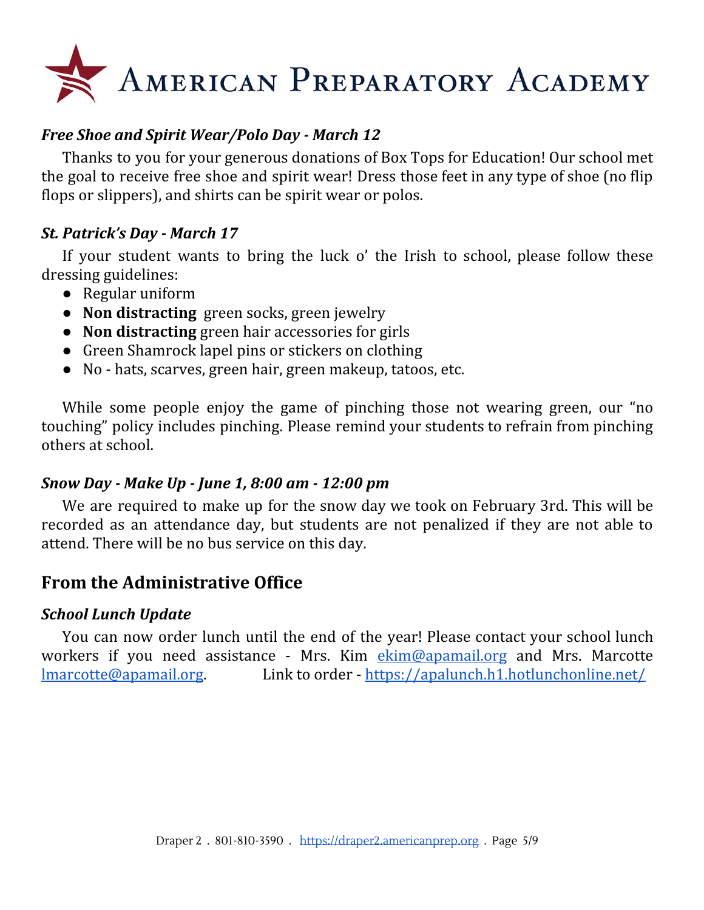# American Preparatory Academy

### *Free Shoe and Spirit Wear/Polo Day - March 12*

Thanks to you for your generous donations of Box Tops for Education! Our school met the goal to receive free shoe and spirit wear! Dress those feet in any type of shoe (no flip flops or slippers), and shirts can be spirit wear or polos.

### *St. Patrick's Day - March 17*

If your student wants to bring the luck o' the Irish to school, please follow these dressing guidelines:

- Regular uniform
- **Non distracting** green socks, green jewelry
- **Non distracting** green hair accessories for girls
- Green Shamrock lapel pins or stickers on clothing
- No - hats, scarves, green hair, green makeup, tatoos, etc.

While some people enjoy the game of pinching those not wearing green, our "no touching" policy includes pinching. Please remind your students to refrain from pinching others at school.

### *Snow Day - Make Up - June 1, 8:00 am - 12:00 pm*

We are required to make up for the snow day we took on February 3rd. This will be recorded as an attendance day, but students are not penalized if they are not able to attend. There will be no bus service on this day.

## From the Administrative Office

### *School Lunch Update*

You can now order lunch until the end of the year! Please contact your school lunch workers if you need assistance - Mrs. Kim ekim@apamail.org and Mrs. Marcotte lmarcotte@apamail.org. Link to order - https://apalunch.h1.hotlunchonline.net/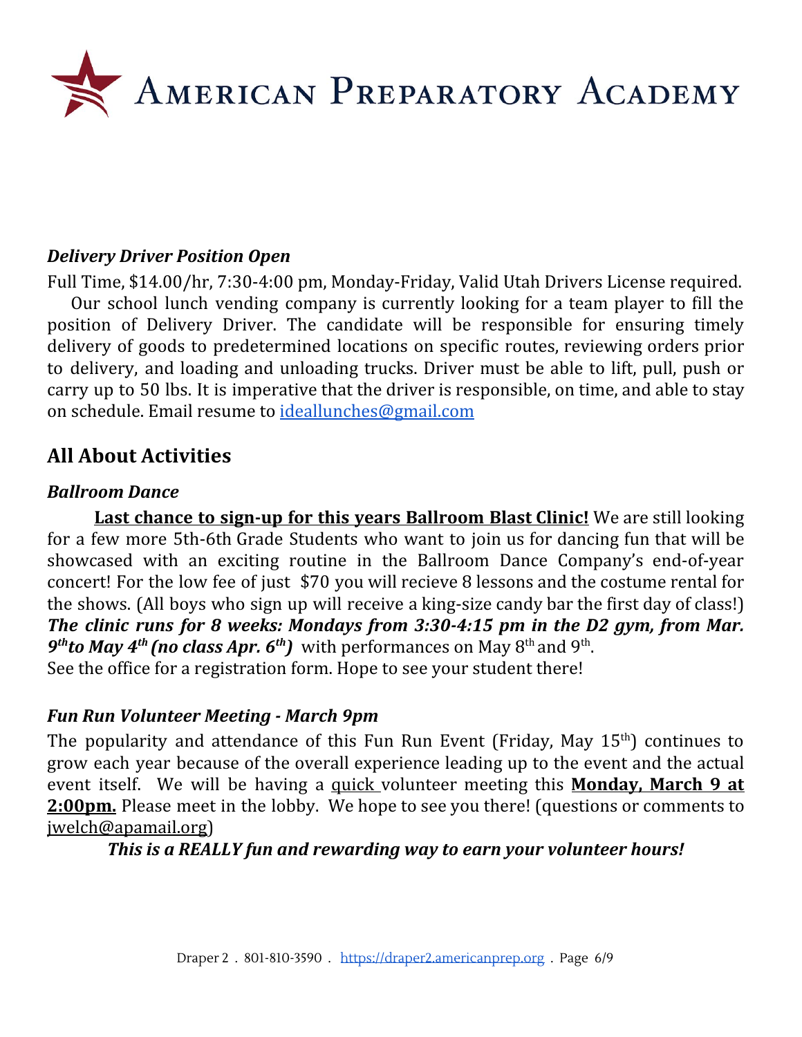*Delivery Driver Position Open*

Full Time, $14.00/hr, 7:30-4:00 pm, Monday-Friday, Valid Utah Drivers License required.

Our school lunch vending company is currently looking for a team player to fill the position of Delivery Driver. The candidate will be responsible for ensuring timely delivery of goods to predetermined locations on specific routes, reviewing orders prior to delivery, and loading and unloading trucks. Driver must be able to lift, pull, push or carry up to 50 lbs. It is imperative that the driver is responsible, on time, and able to stay on schedule. Email resume to ideallunches@gmail.com

## All About Activities

### *Ballroom Dance*

**Last chance to sign-up for this years Ballroom Blast Clinic!** We are still looking for a few more 5th-6th Grade Students who want to join us for dancing fun that will be showcased with an exciting routine in the Ballroom Dance Company's end-of-year concert! For the low fee of just $70 you will recieve 8 lessons and the costume rental for the shows. (All boys who sign up will receive a king-size candy bar the first day of class!) ***The clinic runs for 8 weeks: Mondays from 3:30-4:15 pm in the D2 gym, from Mar. 9th to May 4th (no class Apr. 6th)*** with performances on May 8th and 9th.
See the office for a registration form. Hope to see your student there!

### *Fun Run Volunteer Meeting - March 9pm*

The popularity and attendance of this Fun Run Event (Friday, May 15th) continues to grow each year because of the overall experience leading up to the event and the actual event itself. We will be having a quick volunteer meeting this **Monday, March 9 at 2:00pm.** Please meet in the lobby. We hope to see you there! (questions or comments to jwelch@apamail.org)

***This is a REALLY fun and rewarding way to earn your volunteer hours!***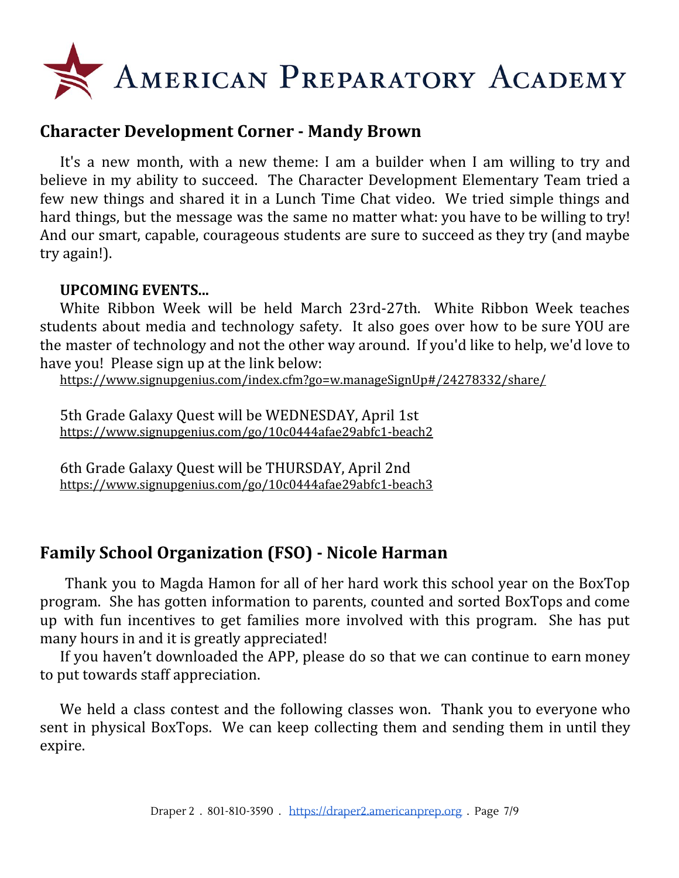## Character Development Corner - Mandy Brown

It's a new month, with a new theme: I am a builder when I am willing to try and believe in my ability to succeed. The Character Development Elementary Team tried a few new things and shared it in a Lunch Time Chat video. We tried simple things and hard things, but the message was the same no matter what: you have to be willing to try! And our smart, capable, courageous students are sure to succeed as they try (and maybe try again!).

**UPCOMING EVENTS...**

White Ribbon Week will be held March 23rd-27th. White Ribbon Week teaches students about media and technology safety. It also goes over how to be sure YOU are the master of technology and not the other way around. If you'd like to help, we'd love to have you! Please sign up at the link below:
https://www.signupgenius.com/index.cfm?go=w.manageSignUp#/24278332/share/

5th Grade Galaxy Quest will be WEDNESDAY, April 1st
https://www.signupgenius.com/go/10c0444afae29abfc1-beach2

6th Grade Galaxy Quest will be THURSDAY, April 2nd
https://www.signupgenius.com/go/10c0444afae29abfc1-beach3

## Family School Organization (FSO) - Nicole Harman

Thank you to Magda Hamon for all of her hard work this school year on the BoxTop program. She has gotten information to parents, counted and sorted BoxTops and come up with fun incentives to get families more involved with this program. She has put many hours in and it is greatly appreciated!

If you haven't downloaded the APP, please do so that we can continue to earn money to put towards staff appreciation.

We held a class contest and the following classes won. Thank you to everyone who sent in physical BoxTops. We can keep collecting them and sending them in until they expire.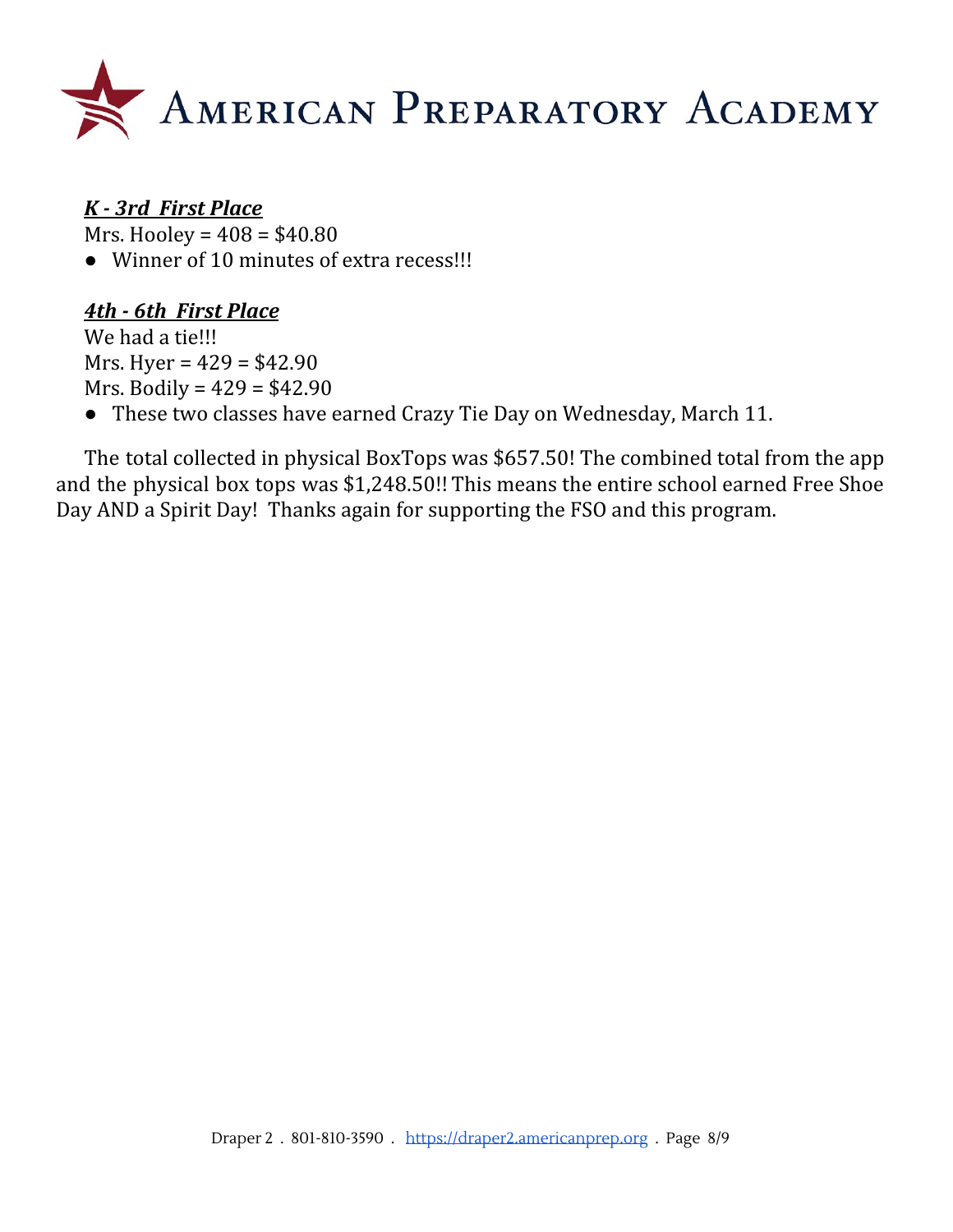***K - 3rd  First Place***

Mrs. Hooley = 408 = $40.80

- Winner of 10 minutes of extra recess!!!

***4th - 6th  First Place***

We had a tie!!!

Mrs. Hyer = 429 = $42.90

Mrs. Bodily = 429 = $42.90

- These two classes have earned Crazy Tie Day on Wednesday, March 11.

The total collected in physical BoxTops was $657.50! The combined total from the app and the physical box tops was $1,248.50!! This means the entire school earned Free Shoe Day AND a Spirit Day!  Thanks again for supporting the FSO and this program.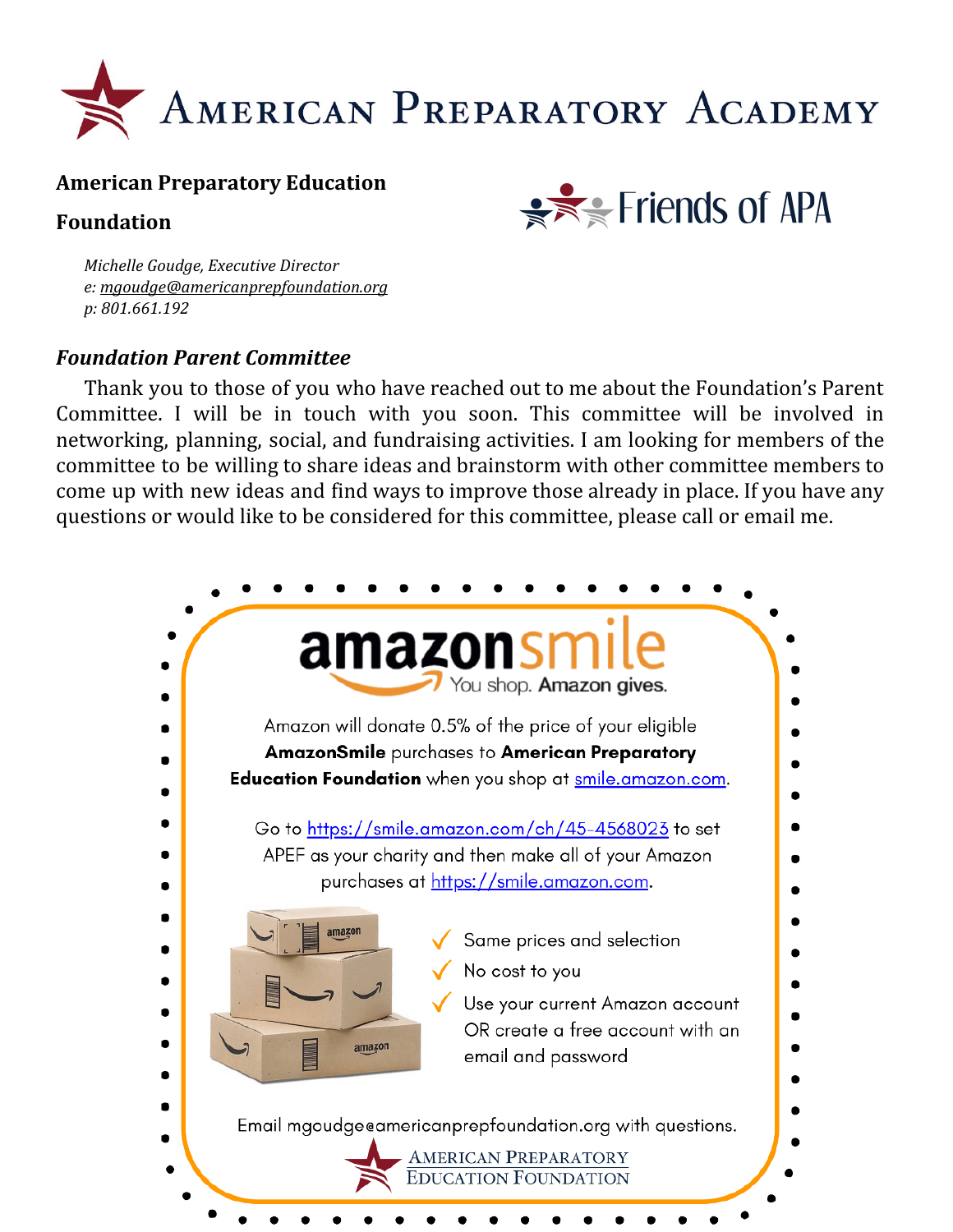# American Preparatory Academy

**American Preparatory Education Foundation**

Friends of APA

*Michelle Goudge, Executive Director*
*e: mgoudge@americanprepfoundation.org*
*p: 801.661.192*

### *Foundation Parent Committee*

Thank you to those of you who have reached out to me about the Foundation's Parent Committee. I will be in touch with you soon. This committee will be involved in networking, planning, social, and fundraising activities. I am looking for members of the committee to be willing to share ideas and brainstorm with other committee members to come up with new ideas and find ways to improve those already in place. If you have any questions or would like to be considered for this committee, please call or email me.

## amazonsmile

You shop. **Amazon gives.**

Amazon will donate 0.5% of the price of your eligible **AmazonSmile** purchases to **American Preparatory Education Foundation** when you shop at smile.amazon.com.

Go to https://smile.amazon.com/ch/45-4568023 to set APEF as your charity and then make all of your Amazon purchases at https://smile.amazon.com.

- ✓ Same prices and selection
- ✓ No cost to you
- ✓ Use your current Amazon account OR create a free account with an email and password

Email mgoudge@americanprepfoundation.org with questions.

American Preparatory Education Foundation